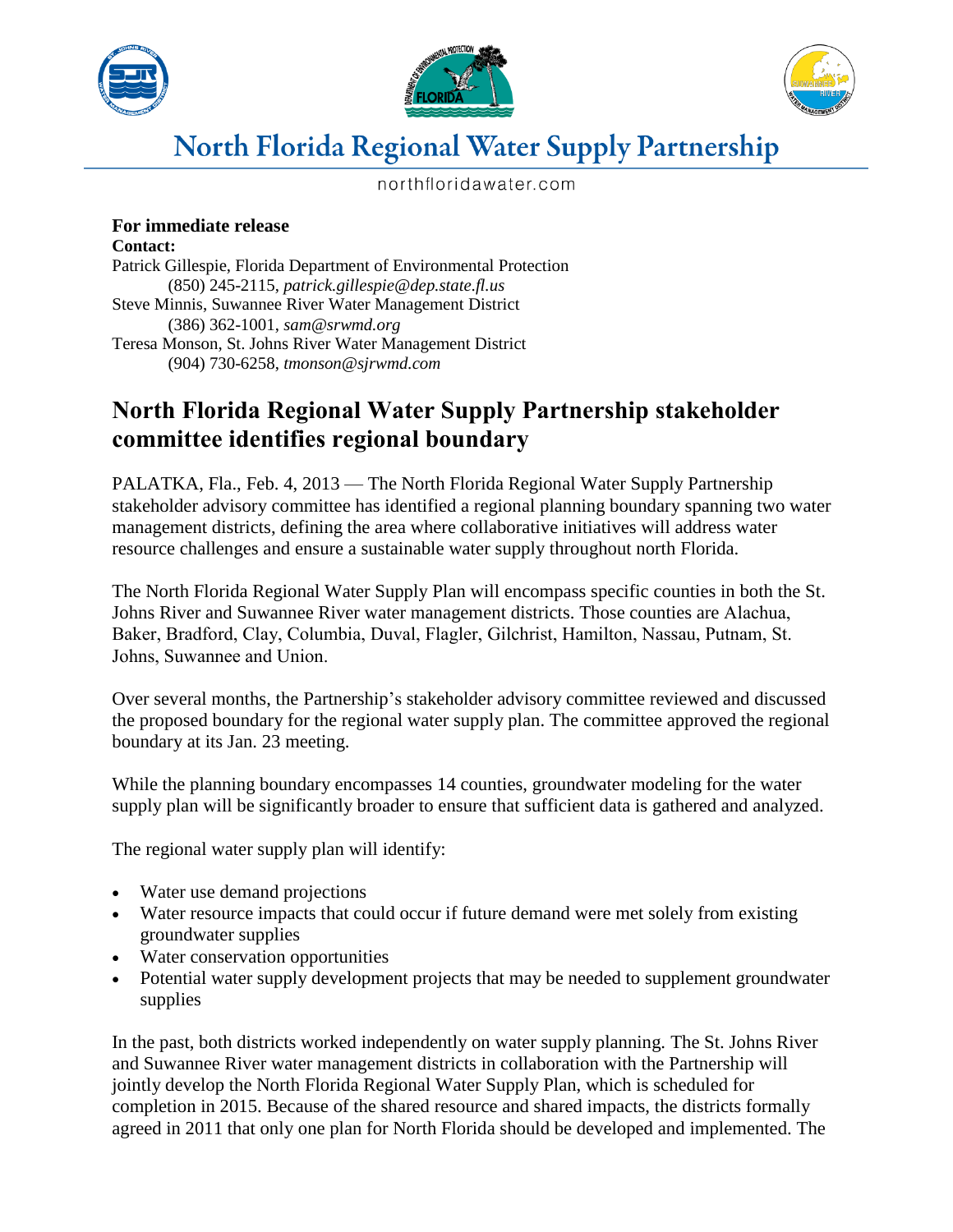# North Florida Regional Water Supply Partnership

northfloridawater.com

**For immediate release**
**Contact:**
Patrick Gillespie, Florida Department of Environmental Protection
(850) 245-2115, *patrick.gillespie@dep.state.fl.us*
Steve Minnis, Suwannee River Water Management District
(386) 362-1001, *sam@srwmd.org*
Teresa Monson, St. Johns River Water Management District
(904) 730-6258, *tmonson@sjrwmd.com*

## North Florida Regional Water Supply Partnership stakeholder committee identifies regional boundary

PALATKA, Fla., Feb. 4, 2013 — The North Florida Regional Water Supply Partnership stakeholder advisory committee has identified a regional planning boundary spanning two water management districts, defining the area where collaborative initiatives will address water resource challenges and ensure a sustainable water supply throughout north Florida.

The North Florida Regional Water Supply Plan will encompass specific counties in both the St. Johns River and Suwannee River water management districts. Those counties are Alachua, Baker, Bradford, Clay, Columbia, Duval, Flagler, Gilchrist, Hamilton, Nassau, Putnam, St. Johns, Suwannee and Union.

Over several months, the Partnership's stakeholder advisory committee reviewed and discussed the proposed boundary for the regional water supply plan. The committee approved the regional boundary at its Jan. 23 meeting.

While the planning boundary encompasses 14 counties, groundwater modeling for the water supply plan will be significantly broader to ensure that sufficient data is gathered and analyzed.

The regional water supply plan will identify:

- Water use demand projections
- Water resource impacts that could occur if future demand were met solely from existing groundwater supplies
- Water conservation opportunities
- Potential water supply development projects that may be needed to supplement groundwater supplies

In the past, both districts worked independently on water supply planning. The St. Johns River and Suwannee River water management districts in collaboration with the Partnership will jointly develop the North Florida Regional Water Supply Plan, which is scheduled for completion in 2015. Because of the shared resource and shared impacts, the districts formally agreed in 2011 that only one plan for North Florida should be developed and implemented. The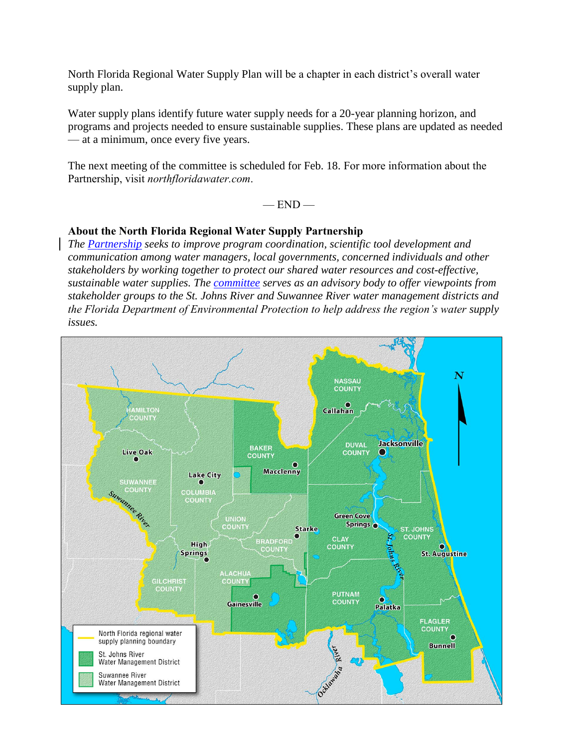North Florida Regional Water Supply Plan will be a chapter in each district's overall water supply plan.

Water supply plans identify future water supply needs for a 20-year planning horizon, and programs and projects needed to ensure sustainable supplies. These plans are updated as needed — at a minimum, once every five years.

The next meeting of the committee is scheduled for Feb. 18. For more information about the Partnership, visit *northfloridawater.com*.

— END —

**About the North Florida Regional Water Supply Partnership**

*The Partnership seeks to improve program coordination, scientific tool development and communication among water managers, local governments, concerned individuals and other stakeholders by working together to protect our shared water resources and cost-effective, sustainable water supplies. The committee serves as an advisory body to offer viewpoints from stakeholder groups to the St. Johns River and Suwannee River water management districts and the Florida Department of Environmental Protection to help address the region's water supply issues.*

N

NASSAU COUNTY

Callahan

HAMILTON COUNTY

BAKER COUNTY

DUVAL COUNTY

Jacksonville

Live Oak

Macclenny

Lake City

SUWANNEE COUNTY

COLUMBIA COUNTY

Suwannee River

UNION COUNTY

Green Cove Springs

Starke

ST. JOHNS COUNTY

High Springs

BRADFORD COUNTY

CLAY COUNTY

St. Augustine

St. Johns River

ALACHUA COUNTY

GILCHRIST COUNTY

PUTNAM COUNTY

Gainesville

Palatka

FLAGLER COUNTY

Bunnell

Ocklawaha River

North Florida regional water supply planning boundary

St. Johns River Water Management District

Suwannee River Water Management District